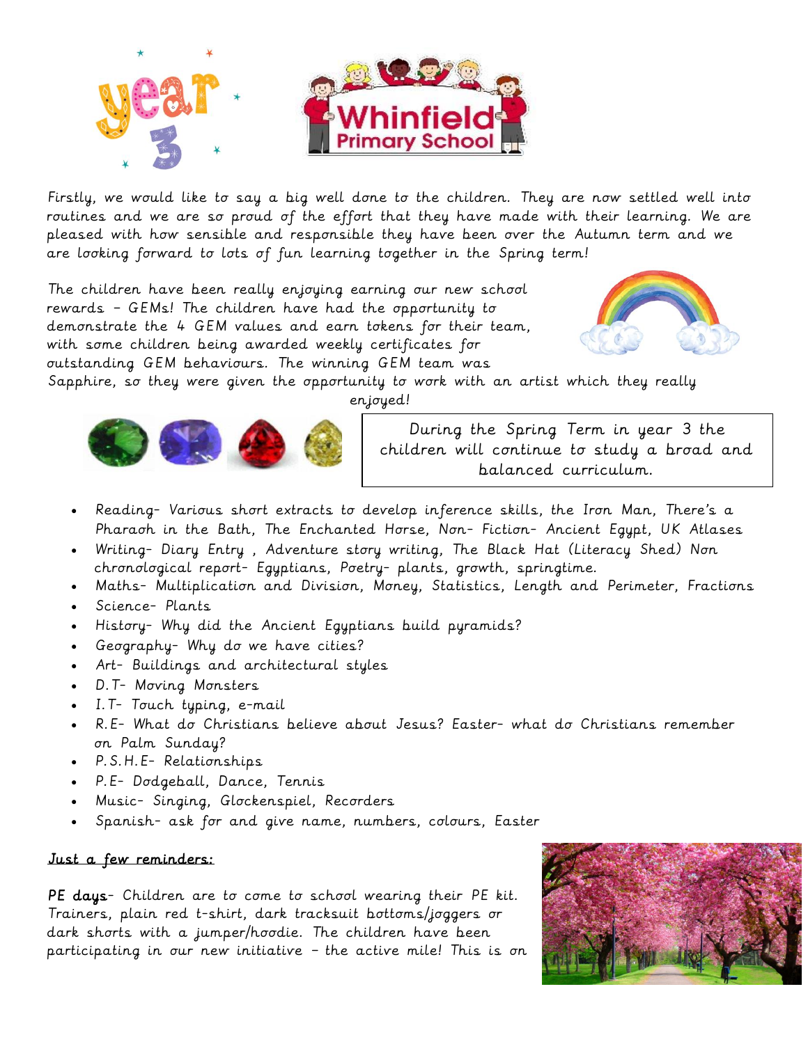Firstly, we would like to say a big well done to the children. They are now settled well into routines and we are so proud of the effort that they have made with their learning. We are pleased with how sensible and responsible they have been over the Autumn term and we are looking forward to lots of fun learning together in the Spring term!

The children have been really enjoying earning our new school rewards – GEMs! The children have had the opportunity to demonstrate the 4 GEM values and earn tokens for their team, with some children being awarded weekly certificates for outstanding GEM behaviours. The winning GEM team was Sapphire, so they were given the opportunity to work with an artist which they really enjoyed!

During the Spring Term in year 3 the children will continue to study a broad and balanced curriculum.

- Reading- Various short extracts to develop inference skills, the Iron Man, There's a Pharaoh in the Bath, The Enchanted Horse, Non- Fiction- Ancient Egypt, UK Atlases
- Writing- Diary Entry , Adventure story writing, The Black Hat (Literacy Shed) Non chronological report- Egyptians, Poetry- plants, growth, springtime.
- Maths- Multiplication and Division, Money, Statistics, Length and Perimeter, Fractions
- Science- Plants
- History- Why did the Ancient Egyptians build pyramids?
- Geography- Why do we have cities?
- Art- Buildings and architectural styles
- D.T- Moving Monsters
- I.T- Touch typing, e-mail
- R.E- What do Christians believe about Jesus? Easter- what do Christians remember on Palm Sunday?
- P.S.H.E- Relationships
- P.E- Dodgeball, Dance, Tennis
- Music- Singing, Glockenspiel, Recorders
- Spanish- ask for and give name, numbers, colours, Easter

<u>Just a few reminders:</u>

**PE days**- Children are to come to school wearing their PE kit. Trainers, plain red t-shirt, dark tracksuit bottoms/joggers or dark shorts with a jumper/hoodie. The children have been participating in our new initiative – the active mile! This is on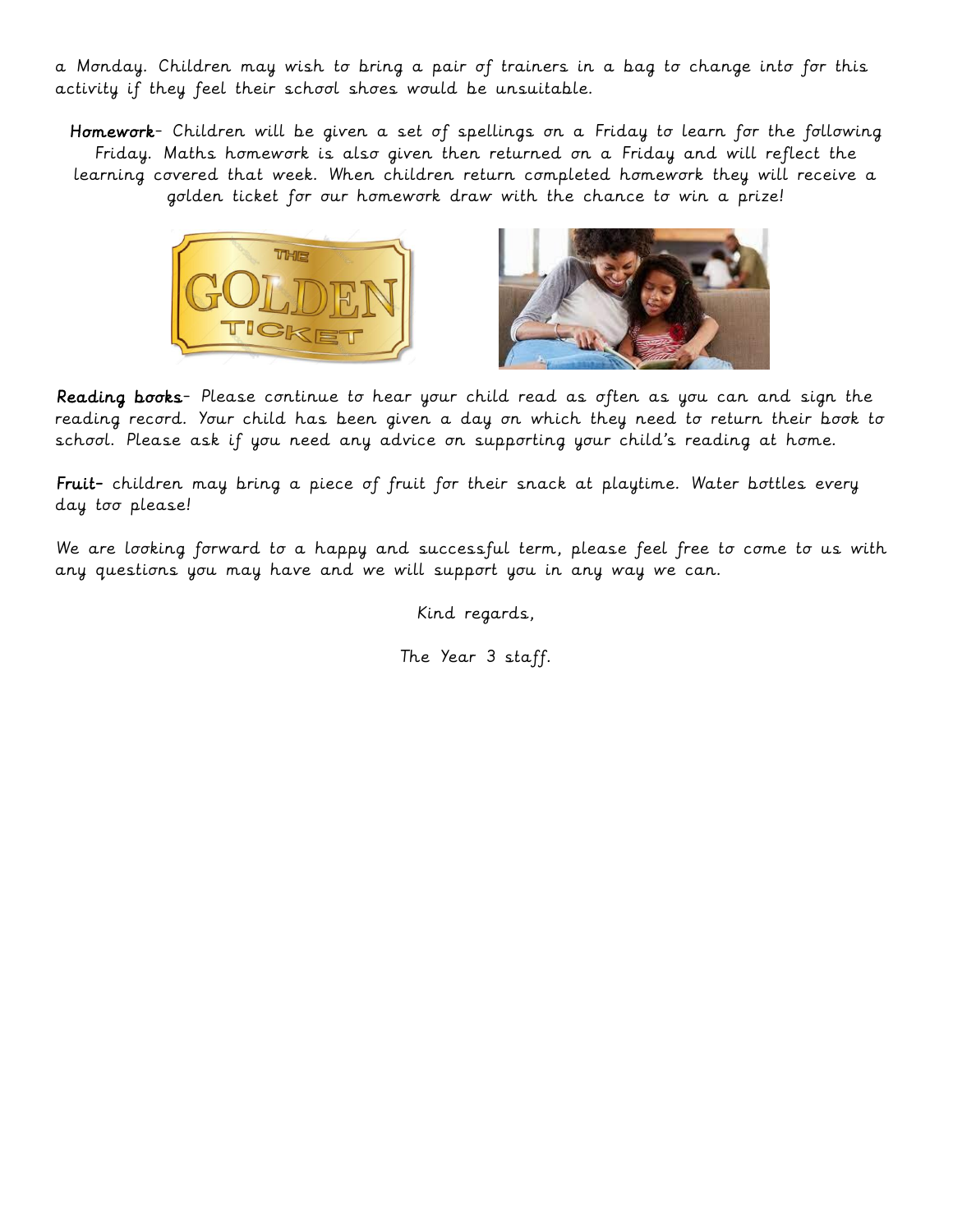a Monday. Children may wish to bring a pair of trainers in a bag to change into for this activity if they feel their school shoes would be unsuitable.

**Homework**- Children will be given a set of spellings on a Friday to learn for the following Friday. Maths homework is also given then returned on a Friday and will reflect the learning covered that week. When children return completed homework they will receive a golden ticket for our homework draw with the chance to win a prize!

**Reading books**- Please continue to hear your child read as often as you can and sign the reading record. Your child has been given a day on which they need to return their book to school. Please ask if you need any advice on supporting your child's reading at home.

**Fruit-** children may bring a piece of fruit for their snack at playtime. Water bottles every day too please!

We are looking forward to a happy and successful term, please feel free to come to us with any questions you may have and we will support you in any way we can.

Kind regards,

The Year 3 staff.